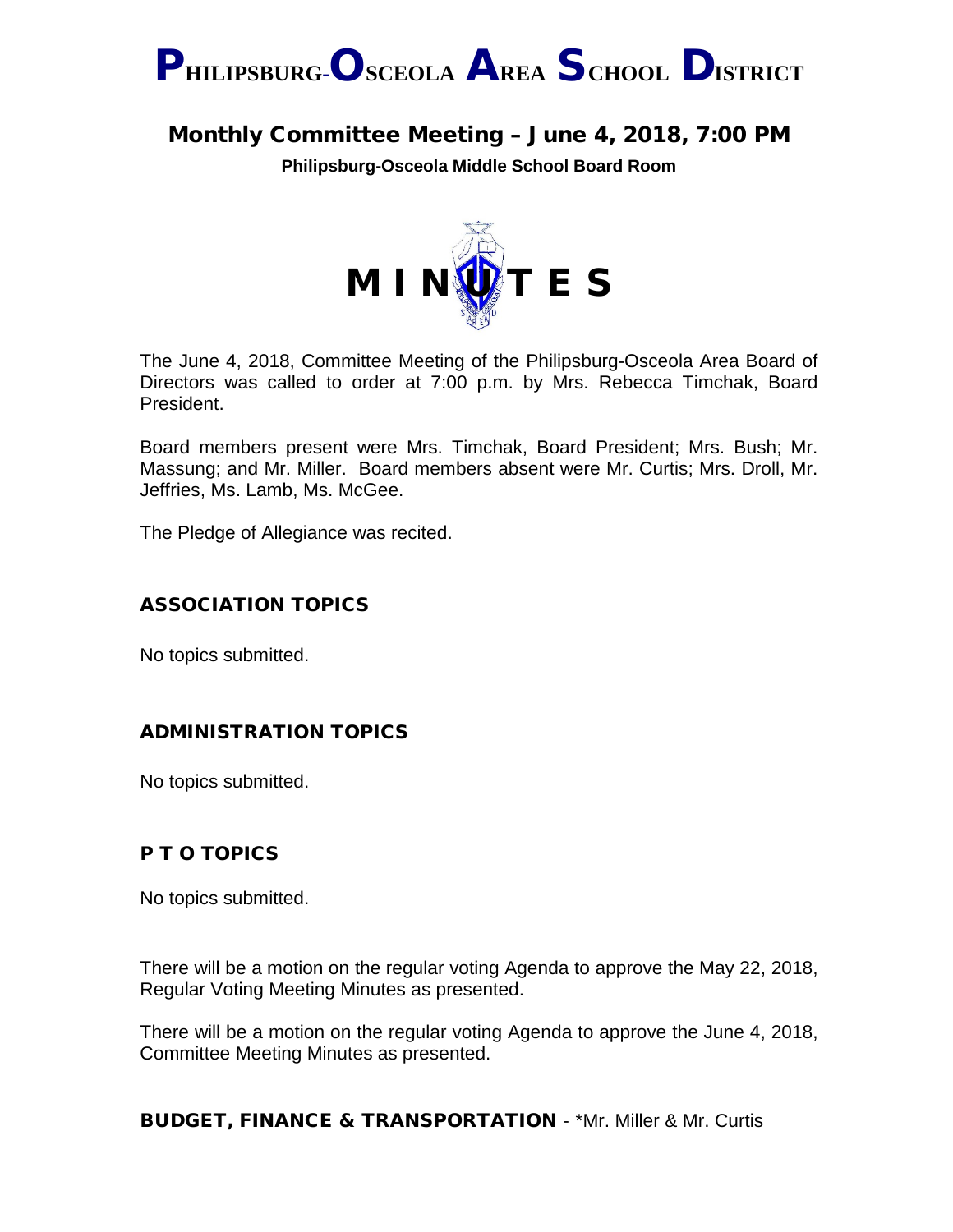# PHILIPSBURG-OSCEOLA AREA SCHOOL DISTRICT

## Monthly Committee Meeting – June 4, 2018, 7:00 PM

**Philipsburg-Osceola Middle School Board Room**

# M I N U T E S

The June 4, 2018, Committee Meeting of the Philipsburg-Osceola Area Board of Directors was called to order at 7:00 p.m. by Mrs. Rebecca Timchak, Board President.

Board members present were Mrs. Timchak, Board President; Mrs. Bush; Mr. Massung; and Mr. Miller. Board members absent were Mr. Curtis; Mrs. Droll, Mr. Jeffries, Ms. Lamb, Ms. McGee.

The Pledge of Allegiance was recited.

### ASSOCIATION TOPICS

No topics submitted.

### ADMINISTRATION TOPICS

No topics submitted.

### P T O TOPICS

No topics submitted.

There will be a motion on the regular voting Agenda to approve the May 22, 2018, Regular Voting Meeting Minutes as presented.

There will be a motion on the regular voting Agenda to approve the June 4, 2018, Committee Meeting Minutes as presented.

### BUDGET, FINANCE & TRANSPORTATION - *Mr. Miller & Mr. Curtis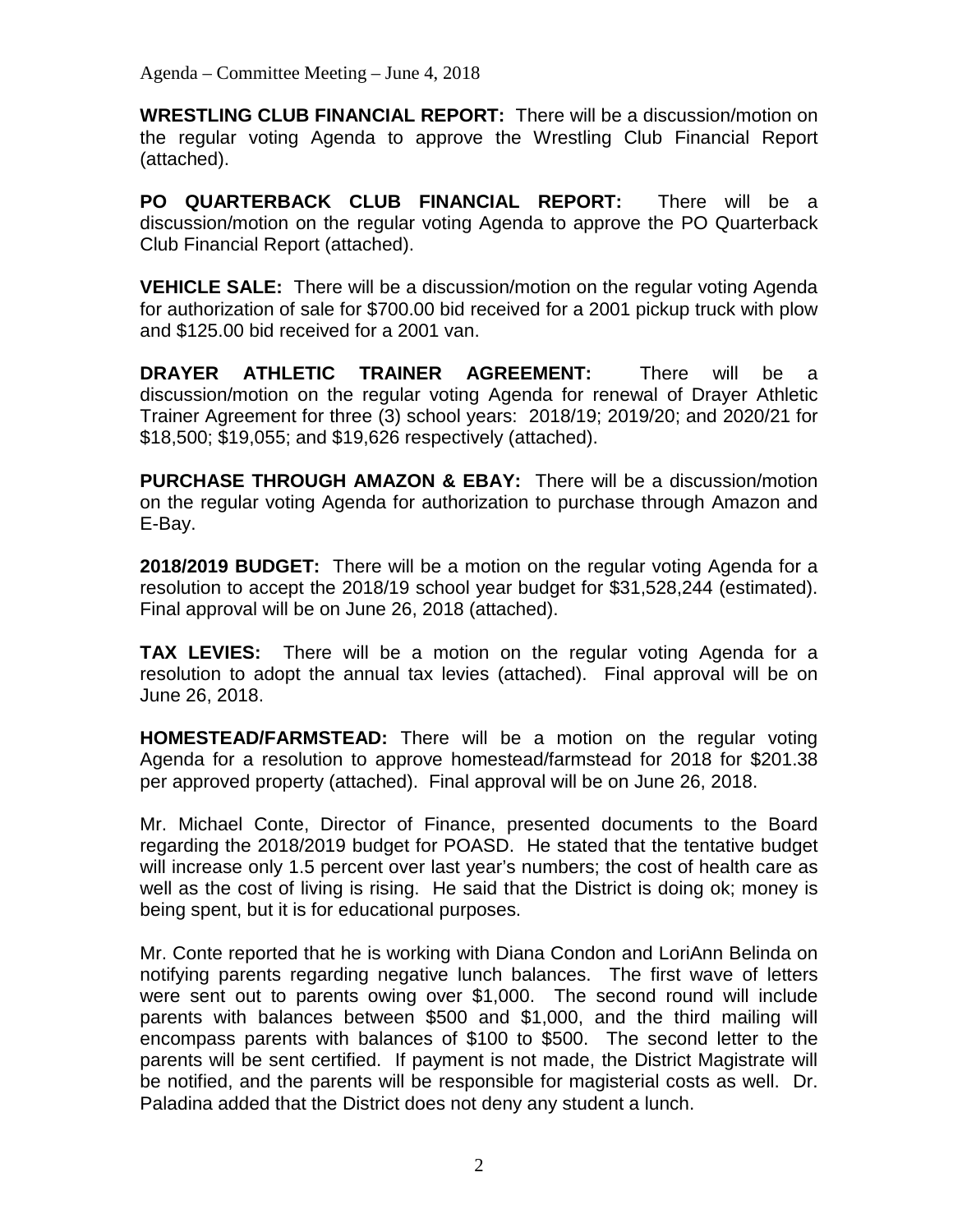**WRESTLING CLUB FINANCIAL REPORT:** There will be a discussion/motion on the regular voting Agenda to approve the Wrestling Club Financial Report (attached).

**PO QUARTERBACK CLUB FINANCIAL REPORT:** There will be a discussion/motion on the regular voting Agenda to approve the PO Quarterback Club Financial Report (attached).

**VEHICLE SALE:** There will be a discussion/motion on the regular voting Agenda for authorization of sale for $700.00 bid received for a 2001 pickup truck with plow and $125.00 bid received for a 2001 van.

**DRAYER ATHLETIC TRAINER AGREEMENT:** There will be a discussion/motion on the regular voting Agenda for renewal of Drayer Athletic Trainer Agreement for three (3) school years: 2018/19; 2019/20; and 2020/21 for $18,500; $19,055; and $19,626 respectively (attached).

**PURCHASE THROUGH AMAZON & EBAY:** There will be a discussion/motion on the regular voting Agenda for authorization to purchase through Amazon and E-Bay.

**2018/2019 BUDGET:** There will be a motion on the regular voting Agenda for a resolution to accept the 2018/19 school year budget for $31,528,244 (estimated). Final approval will be on June 26, 2018 (attached).

**TAX LEVIES:** There will be a motion on the regular voting Agenda for a resolution to adopt the annual tax levies (attached). Final approval will be on June 26, 2018.

**HOMESTEAD/FARMSTEAD:** There will be a motion on the regular voting Agenda for a resolution to approve homestead/farmstead for 2018 for $201.38 per approved property (attached). Final approval will be on June 26, 2018.

Mr. Michael Conte, Director of Finance, presented documents to the Board regarding the 2018/2019 budget for POASD. He stated that the tentative budget will increase only 1.5 percent over last year's numbers; the cost of health care as well as the cost of living is rising. He said that the District is doing ok; money is being spent, but it is for educational purposes.

Mr. Conte reported that he is working with Diana Condon and LoriAnn Belinda on notifying parents regarding negative lunch balances. The first wave of letters were sent out to parents owing over $1,000. The second round will include parents with balances between $500 and $1,000, and the third mailing will encompass parents with balances of $100 to $500. The second letter to the parents will be sent certified. If payment is not made, the District Magistrate will be notified, and the parents will be responsible for magisterial costs as well. Dr. Paladina added that the District does not deny any student a lunch.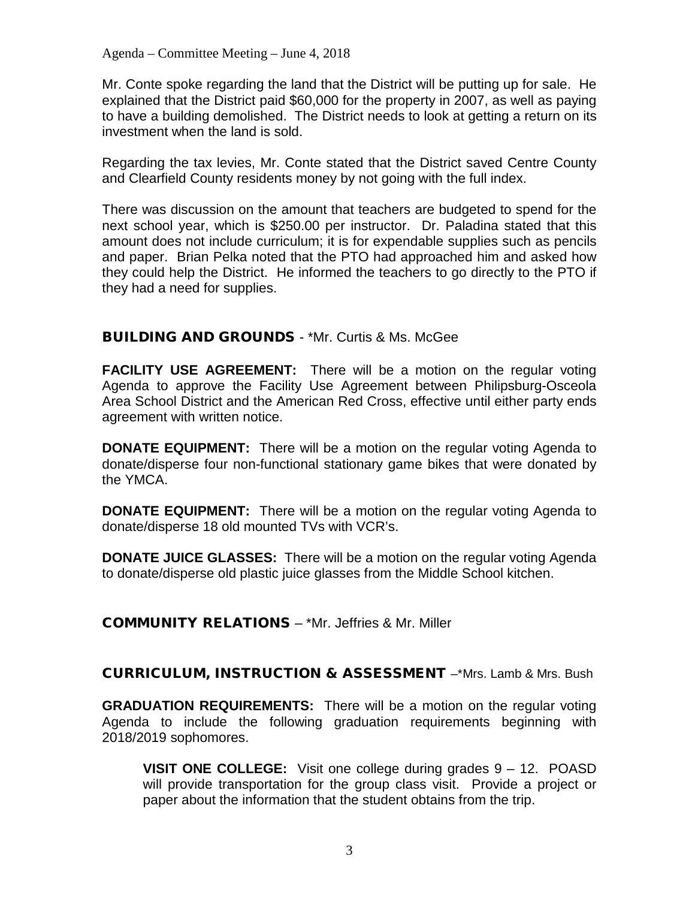Mr. Conte spoke regarding the land that the District will be putting up for sale. He explained that the District paid $60,000 for the property in 2007, as well as paying to have a building demolished. The District needs to look at getting a return on its investment when the land is sold.

Regarding the tax levies, Mr. Conte stated that the District saved Centre County and Clearfield County residents money by not going with the full index.

There was discussion on the amount that teachers are budgeted to spend for the next school year, which is $250.00 per instructor. Dr. Paladina stated that this amount does not include curriculum; it is for expendable supplies such as pencils and paper. Brian Pelka noted that the PTO had approached him and asked how they could help the District. He informed the teachers to go directly to the PTO if they had a need for supplies.

## BUILDING AND GROUNDS - *Mr. Curtis & Ms. McGee

**FACILITY USE AGREEMENT:** There will be a motion on the regular voting Agenda to approve the Facility Use Agreement between Philipsburg-Osceola Area School District and the American Red Cross, effective until either party ends agreement with written notice.

**DONATE EQUIPMENT:** There will be a motion on the regular voting Agenda to donate/disperse four non-functional stationary game bikes that were donated by the YMCA.

**DONATE EQUIPMENT:** There will be a motion on the regular voting Agenda to donate/disperse 18 old mounted TVs with VCR's.

**DONATE JUICE GLASSES:** There will be a motion on the regular voting Agenda to donate/disperse old plastic juice glasses from the Middle School kitchen.

## COMMUNITY RELATIONS – *Mr. Jeffries & Mr. Miller

## CURRICULUM, INSTRUCTION & ASSESSMENT –*Mrs. Lamb & Mrs. Bush

**GRADUATION REQUIREMENTS:** There will be a motion on the regular voting Agenda to include the following graduation requirements beginning with 2018/2019 sophomores.

> **VISIT ONE COLLEGE:** Visit one college during grades 9 – 12. POASD will provide transportation for the group class visit. Provide a project or paper about the information that the student obtains from the trip.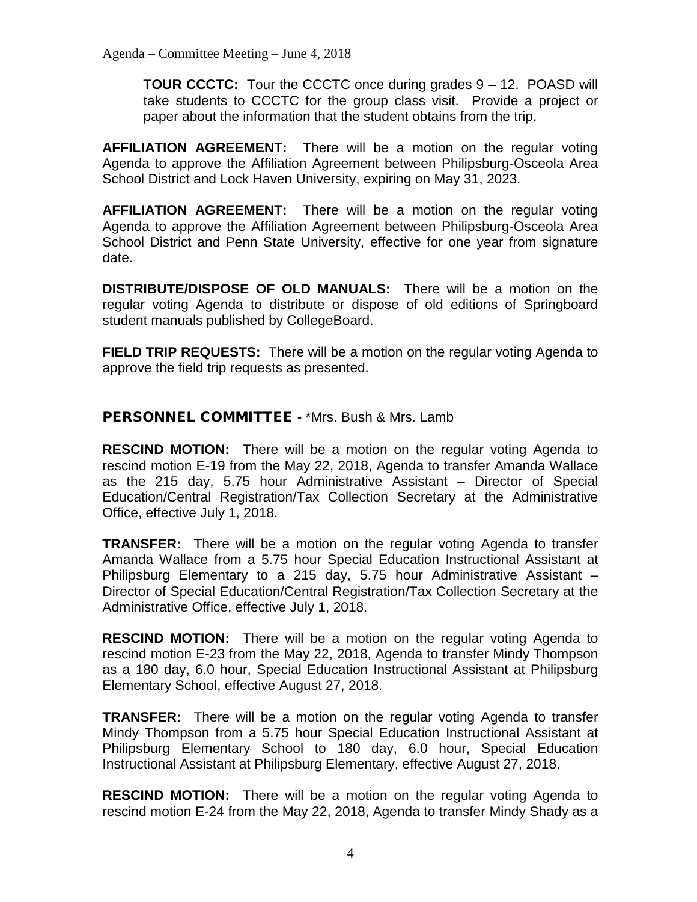**TOUR CCCTC:** Tour the CCCTC once during grades 9 – 12. POASD will take students to CCCTC for the group class visit. Provide a project or paper about the information that the student obtains from the trip.

**AFFILIATION AGREEMENT:** There will be a motion on the regular voting Agenda to approve the Affiliation Agreement between Philipsburg-Osceola Area School District and Lock Haven University, expiring on May 31, 2023.

**AFFILIATION AGREEMENT:** There will be a motion on the regular voting Agenda to approve the Affiliation Agreement between Philipsburg-Osceola Area School District and Penn State University, effective for one year from signature date.

**DISTRIBUTE/DISPOSE OF OLD MANUALS:** There will be a motion on the regular voting Agenda to distribute or dispose of old editions of Springboard student manuals published by CollegeBoard.

**FIELD TRIP REQUESTS:** There will be a motion on the regular voting Agenda to approve the field trip requests as presented.

## PERSONNEL COMMITTEE - *Mrs. Bush & Mrs. Lamb

**RESCIND MOTION:** There will be a motion on the regular voting Agenda to rescind motion E-19 from the May 22, 2018, Agenda to transfer Amanda Wallace as the 215 day, 5.75 hour Administrative Assistant – Director of Special Education/Central Registration/Tax Collection Secretary at the Administrative Office, effective July 1, 2018.

**TRANSFER:** There will be a motion on the regular voting Agenda to transfer Amanda Wallace from a 5.75 hour Special Education Instructional Assistant at Philipsburg Elementary to a 215 day, 5.75 hour Administrative Assistant – Director of Special Education/Central Registration/Tax Collection Secretary at the Administrative Office, effective July 1, 2018.

**RESCIND MOTION:** There will be a motion on the regular voting Agenda to rescind motion E-23 from the May 22, 2018, Agenda to transfer Mindy Thompson as a 180 day, 6.0 hour, Special Education Instructional Assistant at Philipsburg Elementary School, effective August 27, 2018.

**TRANSFER:** There will be a motion on the regular voting Agenda to transfer Mindy Thompson from a 5.75 hour Special Education Instructional Assistant at Philipsburg Elementary School to 180 day, 6.0 hour, Special Education Instructional Assistant at Philipsburg Elementary, effective August 27, 2018.

**RESCIND MOTION:** There will be a motion on the regular voting Agenda to rescind motion E-24 from the May 22, 2018, Agenda to transfer Mindy Shady as a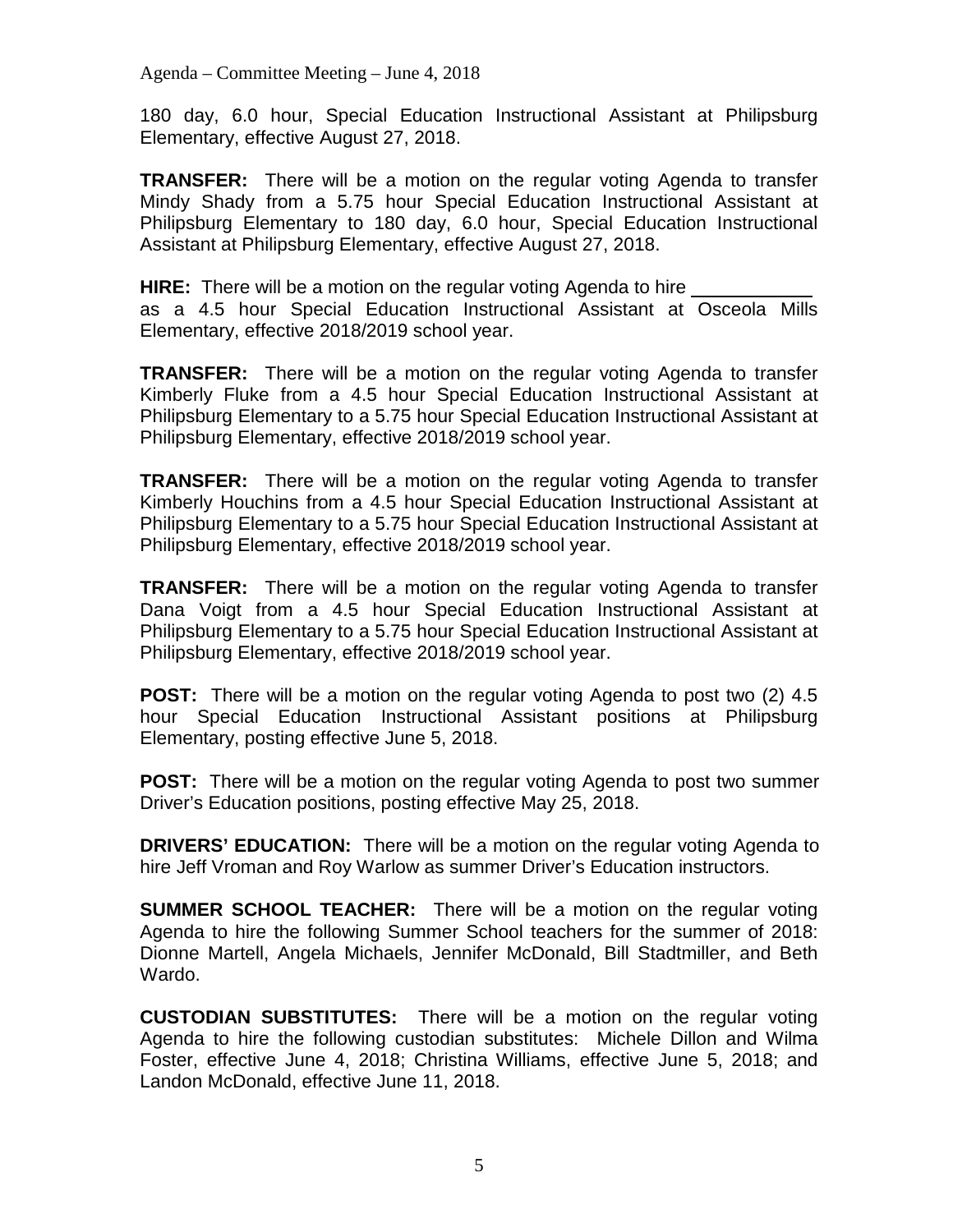180 day, 6.0 hour, Special Education Instructional Assistant at Philipsburg Elementary, effective August 27, 2018.

**TRANSFER:** There will be a motion on the regular voting Agenda to transfer Mindy Shady from a 5.75 hour Special Education Instructional Assistant at Philipsburg Elementary to 180 day, 6.0 hour, Special Education Instructional Assistant at Philipsburg Elementary, effective August 27, 2018.

**HIRE:** There will be a motion on the regular voting Agenda to hire \_\_\_\_\_\_\_\_\_\_\_\_ as a 4.5 hour Special Education Instructional Assistant at Osceola Mills Elementary, effective 2018/2019 school year.

**TRANSFER:** There will be a motion on the regular voting Agenda to transfer Kimberly Fluke from a 4.5 hour Special Education Instructional Assistant at Philipsburg Elementary to a 5.75 hour Special Education Instructional Assistant at Philipsburg Elementary, effective 2018/2019 school year.

**TRANSFER:** There will be a motion on the regular voting Agenda to transfer Kimberly Houchins from a 4.5 hour Special Education Instructional Assistant at Philipsburg Elementary to a 5.75 hour Special Education Instructional Assistant at Philipsburg Elementary, effective 2018/2019 school year.

**TRANSFER:** There will be a motion on the regular voting Agenda to transfer Dana Voigt from a 4.5 hour Special Education Instructional Assistant at Philipsburg Elementary to a 5.75 hour Special Education Instructional Assistant at Philipsburg Elementary, effective 2018/2019 school year.

**POST:** There will be a motion on the regular voting Agenda to post two (2) 4.5 hour Special Education Instructional Assistant positions at Philipsburg Elementary, posting effective June 5, 2018.

**POST:** There will be a motion on the regular voting Agenda to post two summer Driver's Education positions, posting effective May 25, 2018.

**DRIVERS' EDUCATION:** There will be a motion on the regular voting Agenda to hire Jeff Vroman and Roy Warlow as summer Driver's Education instructors.

**SUMMER SCHOOL TEACHER:** There will be a motion on the regular voting Agenda to hire the following Summer School teachers for the summer of 2018: Dionne Martell, Angela Michaels, Jennifer McDonald, Bill Stadtmiller, and Beth Wardo.

**CUSTODIAN SUBSTITUTES:** There will be a motion on the regular voting Agenda to hire the following custodian substitutes: Michele Dillon and Wilma Foster, effective June 4, 2018; Christina Williams, effective June 5, 2018; and Landon McDonald, effective June 11, 2018.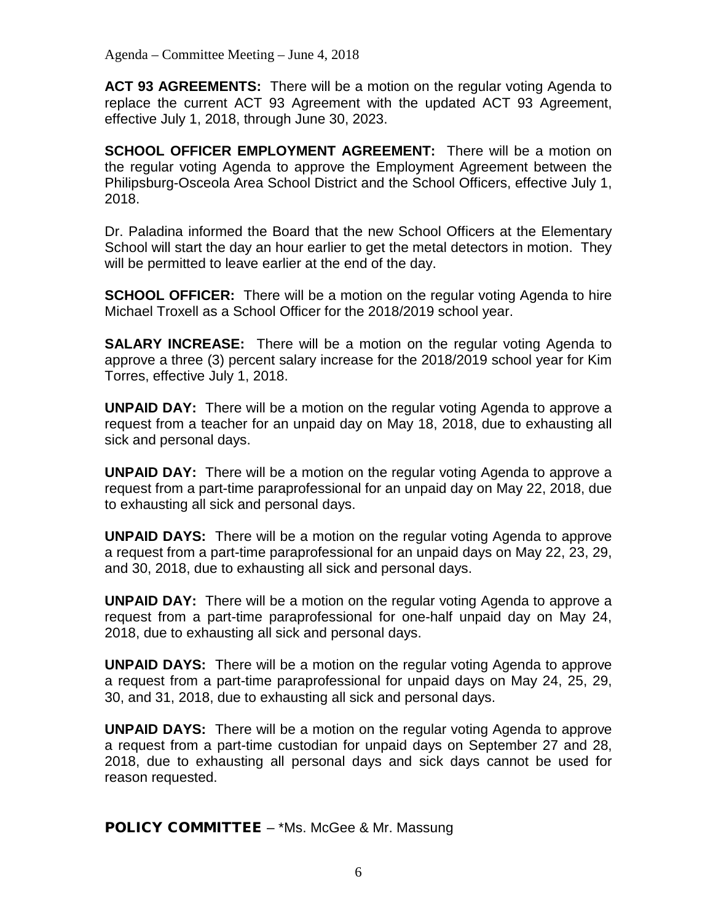**ACT 93 AGREEMENTS:** There will be a motion on the regular voting Agenda to replace the current ACT 93 Agreement with the updated ACT 93 Agreement, effective July 1, 2018, through June 30, 2023.

**SCHOOL OFFICER EMPLOYMENT AGREEMENT:** There will be a motion on the regular voting Agenda to approve the Employment Agreement between the Philipsburg-Osceola Area School District and the School Officers, effective July 1, 2018.

Dr. Paladina informed the Board that the new School Officers at the Elementary School will start the day an hour earlier to get the metal detectors in motion. They will be permitted to leave earlier at the end of the day.

**SCHOOL OFFICER:** There will be a motion on the regular voting Agenda to hire Michael Troxell as a School Officer for the 2018/2019 school year.

**SALARY INCREASE:** There will be a motion on the regular voting Agenda to approve a three (3) percent salary increase for the 2018/2019 school year for Kim Torres, effective July 1, 2018.

**UNPAID DAY:** There will be a motion on the regular voting Agenda to approve a request from a teacher for an unpaid day on May 18, 2018, due to exhausting all sick and personal days.

**UNPAID DAY:** There will be a motion on the regular voting Agenda to approve a request from a part-time paraprofessional for an unpaid day on May 22, 2018, due to exhausting all sick and personal days.

**UNPAID DAYS:** There will be a motion on the regular voting Agenda to approve a request from a part-time paraprofessional for an unpaid days on May 22, 23, 29, and 30, 2018, due to exhausting all sick and personal days.

**UNPAID DAY:** There will be a motion on the regular voting Agenda to approve a request from a part-time paraprofessional for one-half unpaid day on May 24, 2018, due to exhausting all sick and personal days.

**UNPAID DAYS:** There will be a motion on the regular voting Agenda to approve a request from a part-time paraprofessional for unpaid days on May 24, 25, 29, 30, and 31, 2018, due to exhausting all sick and personal days.

**UNPAID DAYS:** There will be a motion on the regular voting Agenda to approve a request from a part-time custodian for unpaid days on September 27 and 28, 2018, due to exhausting all personal days and sick days cannot be used for reason requested.

**POLICY COMMITTEE** – *Ms. McGee & Mr. Massung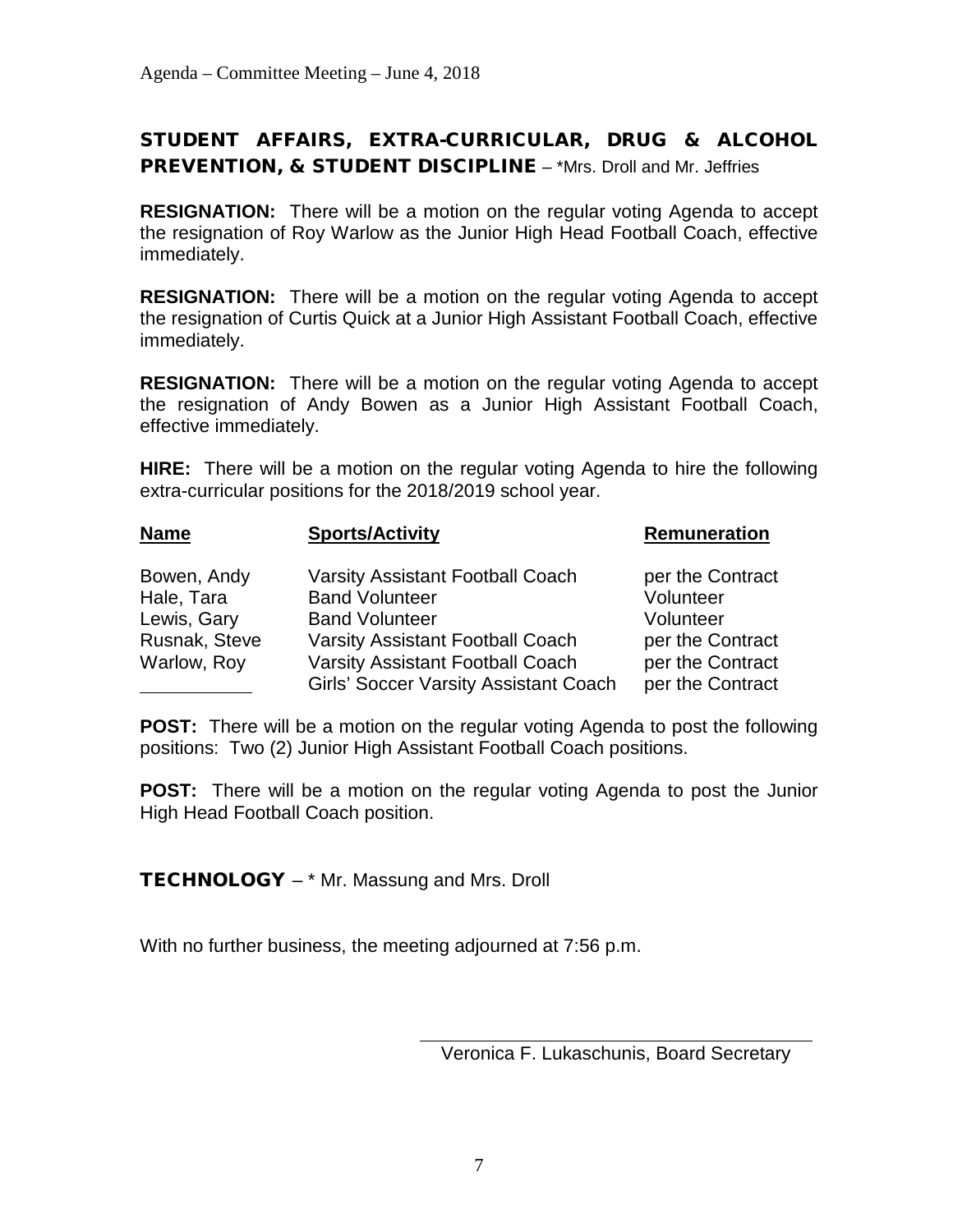Agenda – Committee Meeting – June 4, 2018

## STUDENT AFFAIRS, EXTRA-CURRICULAR, DRUG & ALCOHOL PREVENTION, & STUDENT DISCIPLINE – *Mrs. Droll and Mr. Jeffries

**RESIGNATION:** There will be a motion on the regular voting Agenda to accept the resignation of Roy Warlow as the Junior High Head Football Coach, effective immediately.

**RESIGNATION:** There will be a motion on the regular voting Agenda to accept the resignation of Curtis Quick at a Junior High Assistant Football Coach, effective immediately.

**RESIGNATION:** There will be a motion on the regular voting Agenda to accept the resignation of Andy Bowen as a Junior High Assistant Football Coach, effective immediately.

**HIRE:** There will be a motion on the regular voting Agenda to hire the following extra-curricular positions for the 2018/2019 school year.

| Name | Sports/Activity | Remuneration |
|---|---|---|
| Bowen, Andy | Varsity Assistant Football Coach | per the Contract |
| Hale, Tara | Band Volunteer | Volunteer |
| Lewis, Gary | Band Volunteer | Volunteer |
| Rusnak, Steve | Varsity Assistant Football Coach | per the Contract |
| Warlow, Roy | Varsity Assistant Football Coach | per the Contract |
| ___________ | Girls' Soccer Varsity Assistant Coach | per the Contract |

**POST:** There will be a motion on the regular voting Agenda to post the following positions: Two (2) Junior High Assistant Football Coach positions.

**POST:** There will be a motion on the regular voting Agenda to post the Junior High Head Football Coach position.

## TECHNOLOGY – * Mr. Massung and Mrs. Droll

With no further business, the meeting adjourned at 7:56 p.m.

Veronica F. Lukaschunis, Board Secretary